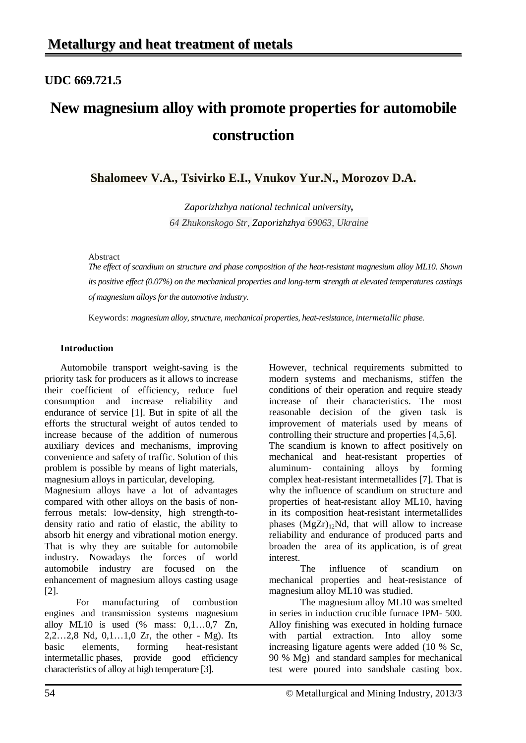## Metallurgy and heat treatment of metals

**UDC 669.721.5**

# New magnesium alloy with promote properties for automobile construction

**Shalomeev V.A., Tsivirko E.I., Vnukov Yur.N., Morozov D.A.**

*Zaporizhzhya national technical university,*
*64 Zhukonskogo Str, Zaporizhzhya 69063, Ukraine*

Abstract

*The effect of scandium on structure and phase composition of the heat-resistant magnesium alloy ML10. Shown its positive effect (0.07%) on the mechanical properties and long-term strength at elevated temperatures castings of magnesium alloys for the automotive industry.*

Keywords: *magnesium alloy, structure, mechanical properties, heat-resistance, intermetallic phase.*

**Introduction**

Automobile transport weight-saving is the priority task for producers as it allows to increase their coefficient of efficiency, reduce fuel consumption and increase reliability and endurance of service [1]. But in spite of all the efforts the structural weight of autos tended to increase because of the addition of numerous auxiliary devices and mechanisms, improving convenience and safety of traffic. Solution of this problem is possible by means of light materials, magnesium alloys in particular, developing.

Magnesium alloys have a lot of advantages compared with other alloys on the basis of non-ferrous metals: low-density, high strength-to-density ratio and ratio of elastic, the ability to absorb hit energy and vibrational motion energy. That is why they are suitable for automobile industry. Nowadays the forces of world automobile industry are focused on the enhancement of magnesium alloys casting usage [2].

For manufacturing of combustion engines and transmission systems magnesium alloy ML10 is used (% mass: 0,1…0,7 Zn, 2,2…2,8 Nd, 0,1…1,0 Zr, the other - Mg). Its basic elements, forming heat-resistant intermetallic phases, provide good efficiency characteristics of alloy at high temperature [3].

However, technical requirements submitted to modern systems and mechanisms, stiffen the conditions of their operation and require steady increase of their characteristics. The most reasonable decision of the given task is improvement of materials used by means of controlling their structure and properties [4,5,6].

The scandium is known to affect positively on mechanical and heat-resistant properties of aluminum- containing alloys by forming complex heat-resistant intermetallides [7]. That is why the influence of scandium on structure and properties of heat-resistant alloy ML10, having in its composition heat-resistant intermetallides phases $(MgZr)_{12}Nd$, that will allow to increase reliability and endurance of produced parts and broaden the area of its application, is of great interest.

The influence of scandium on mechanical properties and heat-resistance of magnesium alloy ML10 was studied.

The magnesium alloy ML10 was smelted in series in induction crucible furnace IPM- 500. Alloy finishing was executed in holding furnace with partial extraction. Into alloy some increasing ligature agents were added (10 % Sc, 90 % Mg) and standard samples for mechanical test were poured into sandshale casting box.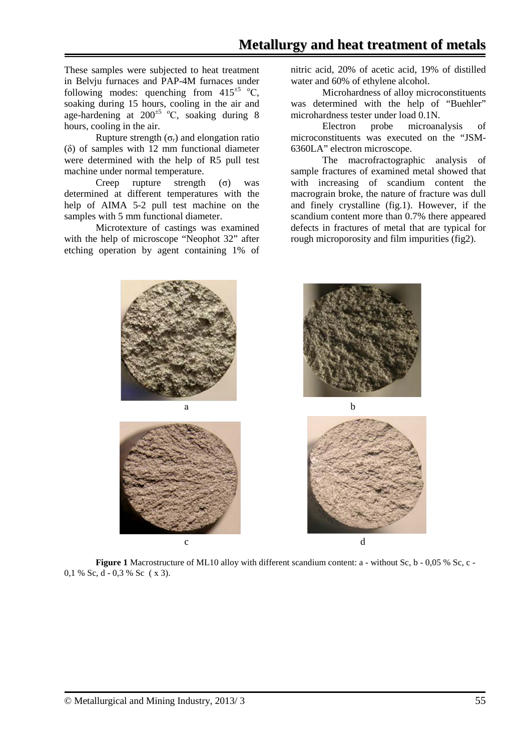These samples were subjected to heat treatment in Belvju furnaces and PAP-4M furnaces under following modes: quenching from $415^{\pm5}$ °C, soaking during 15 hours, cooling in the air and age-hardening at $200^{\pm5}$ °C, soaking during 8 hours, cooling in the air.

Rupture strength ($\sigma_r$) and elongation ratio ($\delta$) of samples with 12 mm functional diameter were determined with the help of R5 pull test machine under normal temperature.

Creep rupture strength ($\sigma$) was determined at different temperatures with the help of AIMA 5-2 pull test machine on the samples with 5 mm functional diameter.

Microtexture of castings was examined with the help of microscope "Neophot 32" after etching operation by agent containing 1% of nitric acid, 20% of acetic acid, 19% of distilled water and 60% of ethylene alcohol.

Microhardness of alloy microconstituents was determined with the help of "Buehler" microhardness tester under load 0.1N.

Electron probe microanalysis of microconstituents was executed on the "JSM-6360LA" electron microscope.

The macrofractographic analysis of sample fractures of examined metal showed that with increasing of scandium content the macrograin broke, the nature of fracture was dull and finely crystalline (fig.1). However, if the scandium content more than 0.7% there appeared defects in fractures of metal that are typical for rough microporosity and film impurities (fig2).

a

b

c

d

**Figure 1** Macrostructure of ML10 alloy with different scandium content: a - without Sc, b - 0,05 % Sc, c - 0,1 % Sc, d - 0,3 % Sc ( x 3).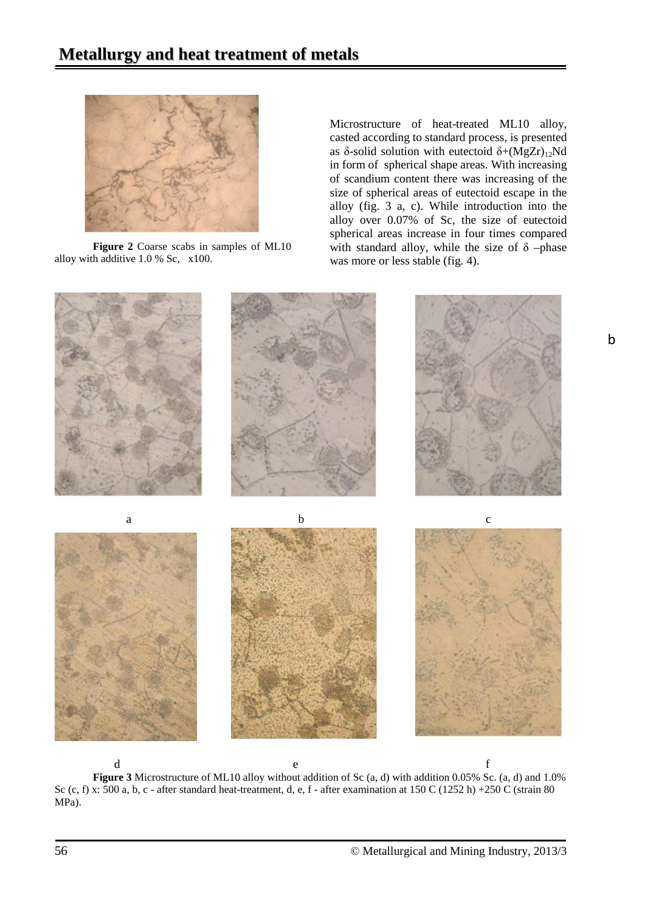**Figure 2** Coarse scabs in samples of ML10 alloy with additive 1.0 % Sc, x100.

Microstructure of heat-treated ML10 alloy, casted according to standard process, is presented as δ-solid solution with eutectoid $\delta$+$(MgZr)_{12}Nd$ in form of spherical shape areas. With increasing of scandium content there was increasing of the size of spherical areas of eutectoid escape in the alloy (fig. 3 a, c). While introduction into the alloy over 0.07% of Sc, the size of eutectoid spherical areas increase in four times compared with standard alloy, while the size of δ –phase was more or less stable (fig. 4).

**Figure 3** Microstructure of ML10 alloy without addition of Sc (a, d) with addition 0.05% Sc. (a, d) and 1.0% Sc (c, f) x: 500 a, b, c - after standard heat-treatment, d, e, f - after examination at 150 C (1252 h) +250 C (strain 80 MPa).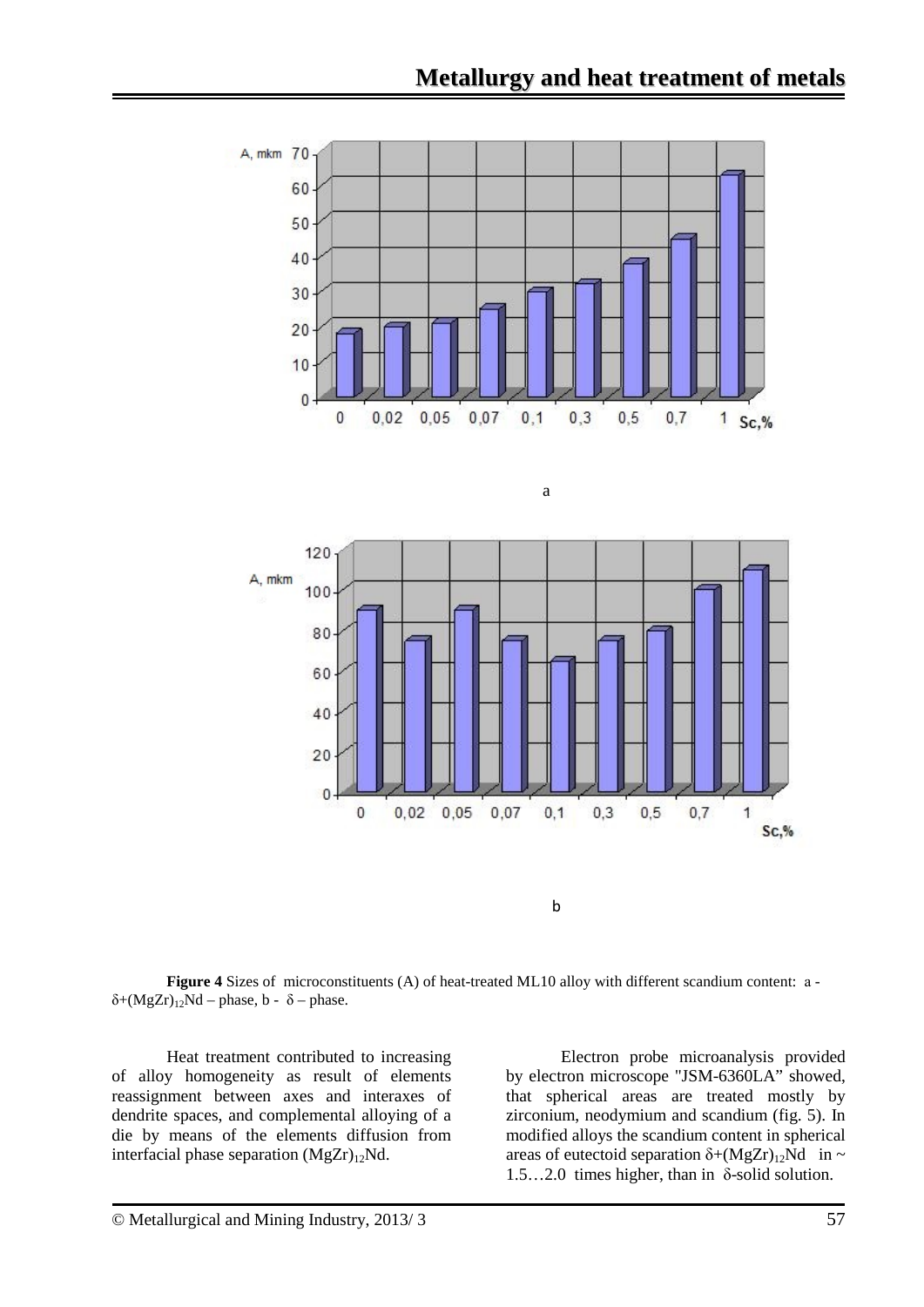a

b

**Figure 4** Sizes of microconstituents (A) of heat-treated ML10 alloy with different scandium content: a - $\delta$+$(MgZr)_{12}Nd$ – phase, b - $\delta$ – phase.

Heat treatment contributed to increasing of alloy homogeneity as result of elements reassignment between axes and interaxes of dendrite spaces, and complemental alloying of a die by means of the elements diffusion from interfacial phase separation $(MgZr)_{12}Nd$.

Electron probe microanalysis provided by electron microscope "JSM-6360LA" showed, that spherical areas are treated mostly by zirconium, neodymium and scandium (fig. 5). In modified alloys the scandium content in spherical areas of eutectoid separation $\delta$+$(MgZr)_{12}Nd$ in ~ 1.5…2.0 times higher, than in $\delta$-solid solution.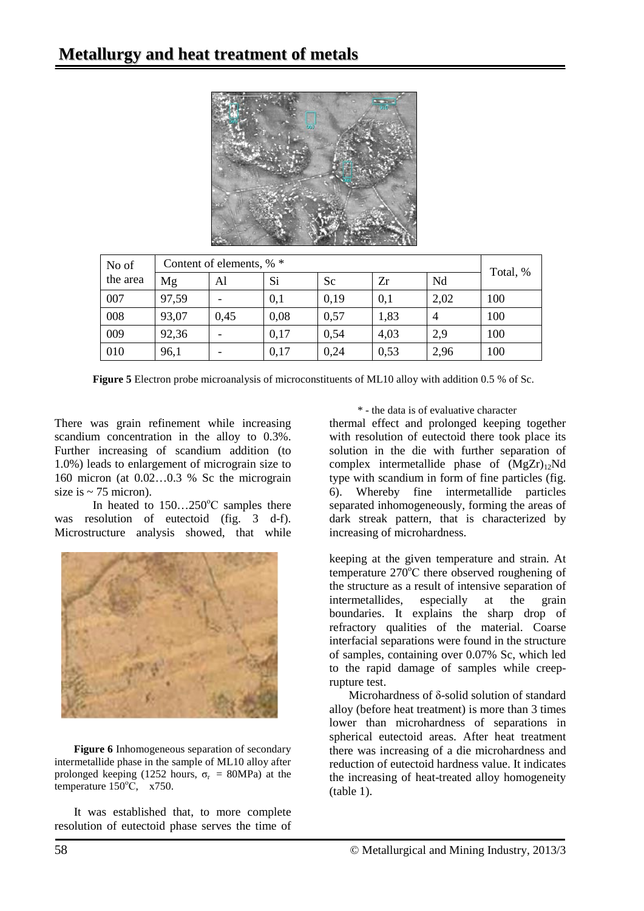| No of the area | Content of elements, % * | | | | | | Total, % |
|---|---|---|---|---|---|---|---|
| | Mg | Al | Si | Sc | Zr | Nd | |
| 007 | 97,59 | - | 0,1 | 0,19 | 0,1 | 2,02 | 100 |
| 008 | 93,07 | 0,45 | 0,08 | 0,57 | 1,83 | 4 | 100 |
| 009 | 92,36 | - | 0,17 | 0,54 | 4,03 | 2,9 | 100 |
| 010 | 96,1 | - | 0,17 | 0,24 | 0,53 | 2,96 | 100 |

**Figure 5** Electron probe microanalysis of microconstituents of ML10 alloy with addition 0.5 % of Sc.

\* - the data is of evaluative character

There was grain refinement while increasing scandium concentration in the alloy to 0.3%. Further increasing of scandium addition (to 1.0%) leads to enlargement of micrograin size to 160 micron (at 0.02…0.3 % Sc the micrograin size is ~ 75 micron).

In heated to 150…250°C samples there was resolution of eutectoid (fig. 3 d-f). Microstructure analysis showed, that while

**Figure 6** Inhomogeneous separation of secondary intermetallide phase in the sample of ML10 alloy after prolonged keeping (1252 hours, $\sigma_r$ = 80MPa) at the temperature 150°C, x750.

It was established that, to more complete resolution of eutectoid phase serves the time of thermal effect and prolonged keeping together with resolution of eutectoid there took place its solution in the die with further separation of complex intermetallide phase of $(MgZr)_{12}Nd$ type with scandium in form of fine particles (fig. 6). Whereby fine intermetallide particles separated inhomogeneously, forming the areas of dark streak pattern, that is characterized by increasing of microhardness.

keeping at the given temperature and strain. At temperature 270°C there observed roughening of the structure as a result of intensive separation of intermetallides, especially at the grain boundaries. It explains the sharp drop of refractory qualities of the material. Coarse interfacial separations were found in the structure of samples, containing over 0.07% Sc, which led to the rapid damage of samples while creep-rupture test.

Microhardness of δ-solid solution of standard alloy (before heat treatment) is more than 3 times lower than microhardness of separations in spherical eutectoid areas. After heat treatment there was increasing of a die microhardness and reduction of eutectoid hardness value. It indicates the increasing of heat-treated alloy homogeneity (table 1).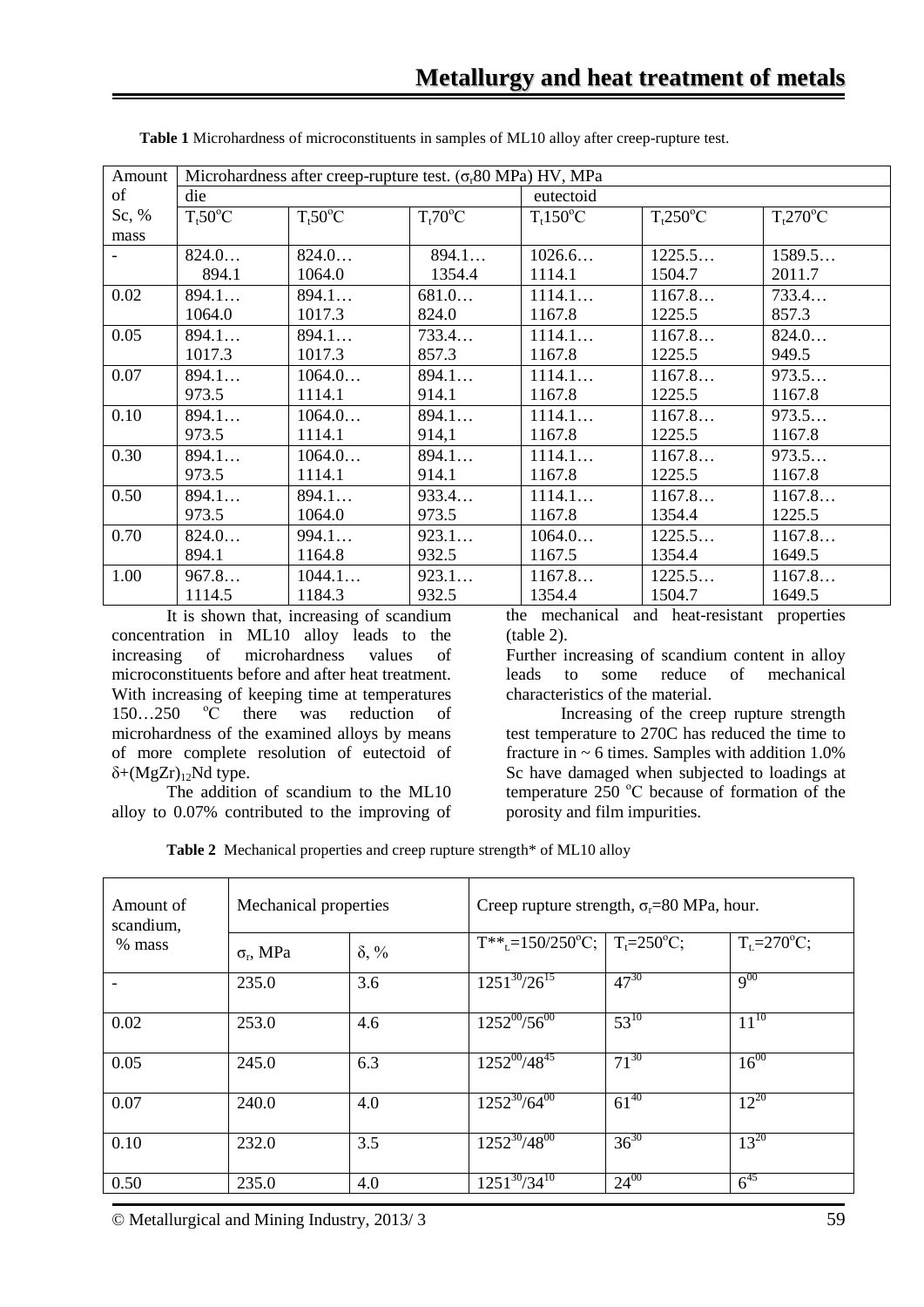**Table 1** Microhardness of microconstituents in samples of ML10 alloy after creep-rupture test.

| Amount of Sc, % mass | Microhardness after creep-rupture test. ($\sigma_r$80 MPa) HV, MPa | | | | | |
|---|---|---|---|---|---|---|
| | die | | | eutectoid | | |
| | $T_t$50°C | $T_t$50°C | $T_t$70°C | $T_t$150°C | $T_t$250°C | $T_t$270°C |
| - | 824.0… 894.1 | 824.0… 1064.0 | 894.1… 1354.4 | 1026.6… 1114.1 | 1225.5… 1504.7 | 1589.5… 2011.7 |
| 0.02 | 894.1… 1064.0 | 894.1… 1017.3 | 681.0… 824.0 | 1114.1… 1167.8 | 1167.8… 1225.5 | 733.4… 857.3 |
| 0.05 | 894.1… 1017.3 | 894.1… 1017.3 | 733.4… 857.3 | 1114.1… 1167.8 | 1167.8… 1225.5 | 824.0… 949.5 |
| 0.07 | 894.1… 973.5 | 1064.0… 1114.1 | 894.1… 914.1 | 1114.1… 1167.8 | 1167.8… 1225.5 | 973.5… 1167.8 |
| 0.10 | 894.1… 973.5 | 1064.0… 1114.1 | 894.1… 914,1 | 1114.1… 1167.8 | 1167.8… 1225.5 | 973.5… 1167.8 |
| 0.30 | 894.1… 973.5 | 1064.0… 1114.1 | 894.1… 914.1 | 1114.1… 1167.8 | 1167.8… 1225.5 | 973.5… 1167.8 |
| 0.50 | 894.1… 973.5 | 894.1… 1064.0 | 933.4… 973.5 | 1114.1… 1167.8 | 1167.8… 1354.4 | 1167.8… 1225.5 |
| 0.70 | 824.0… 894.1 | 994.1… 1164.8 | 923.1… 932.5 | 1064.0… 1167.5 | 1225.5… 1354.4 | 1167.8… 1649.5 |
| 1.00 | 967.8… 1114.5 | 1044.1… 1184.3 | 923.1… 932.5 | 1167.8… 1354.4 | 1225.5… 1504.7 | 1167.8… 1649.5 |

It is shown that, increasing of scandium concentration in ML10 alloy leads to the increasing of microhardness values of microconstituents before and after heat treatment. With increasing of keeping time at temperatures 150…250 °C there was reduction of microhardness of the examined alloys by means of more complete resolution of eutectoid of $\delta$+$(MgZr)_{12}$Nd type.

The addition of scandium to the ML10 alloy to 0.07% contributed to the improving of the mechanical and heat-resistant properties (table 2).

Further increasing of scandium content in alloy leads to some reduce of mechanical characteristics of the material.

Increasing of the creep rupture strength test temperature to 270C has reduced the time to fracture in ~ 6 times. Samples with addition 1.0% Sc have damaged when subjected to loadings at temperature 250 °C because of formation of the porosity and film impurities.

**Table 2** Mechanical properties and creep rupture strength* of ML10 alloy

| Amount of scandium, % mass | Mechanical properties | | Creep rupture strength, $\sigma_r$=80 MPa, hour. | | |
|---|---|---|---|---|---|
| | $\sigma_r$, MPa | $\delta$, % | T**$_t$=150/250°C; | $T_t$=250°C; | $T_t$=270°C; |
| - | 235.0 | 3.6 | $1251^{30}/26^{15}$ | $47^{30}$ | $9^{00}$ |
| 0.02 | 253.0 | 4.6 | $1252^{00}/56^{00}$ | $53^{10}$ | $11^{10}$ |
| 0.05 | 245.0 | 6.3 | $1252^{00}/48^{45}$ | $71^{30}$ | $16^{00}$ |
| 0.07 | 240.0 | 4.0 | $1252^{30}/64^{00}$ | $61^{40}$ | $12^{20}$ |
| 0.10 | 232.0 | 3.5 | $1252^{30}/48^{00}$ | $36^{30}$ | $13^{20}$ |
| 0.50 | 235.0 | 4.0 | $1251^{30}/34^{10}$ | $24^{00}$ | $6^{45}$ |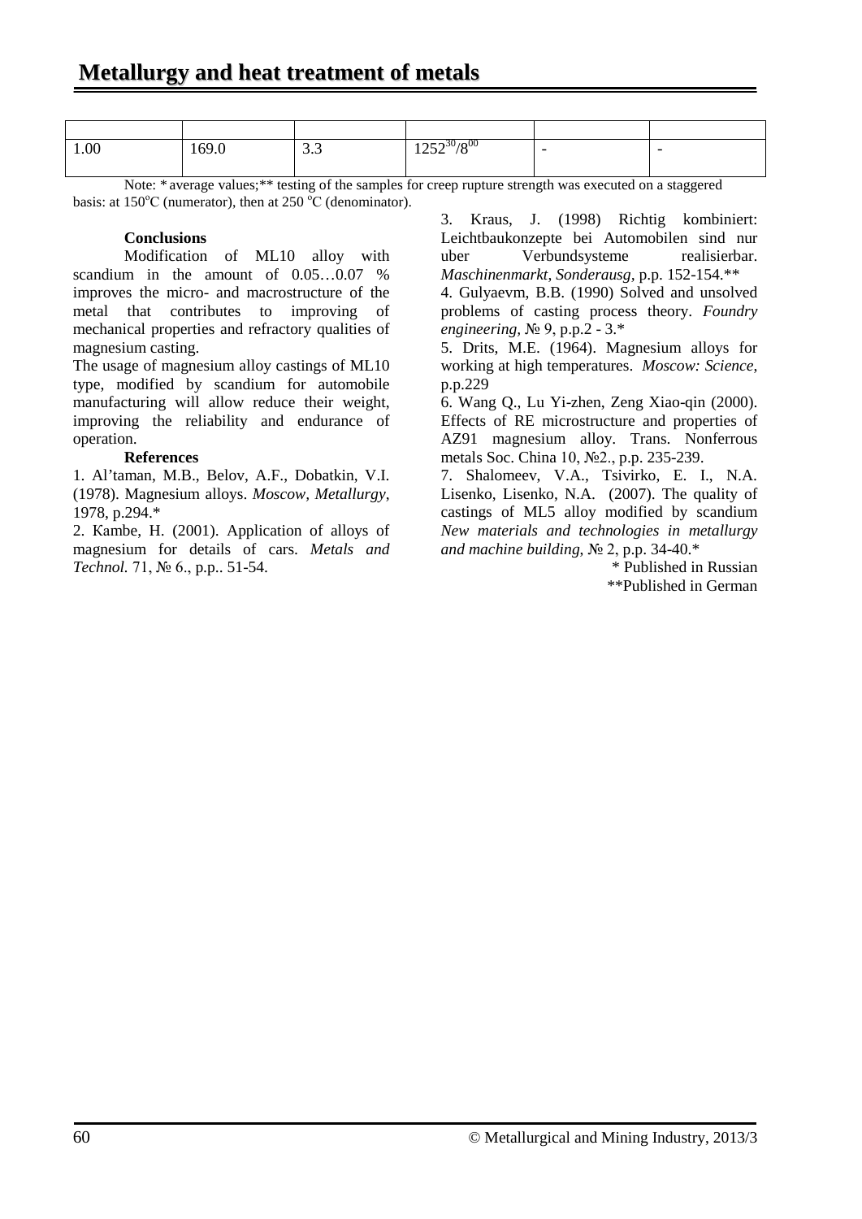| | | | | | |
|---|---|---|---|---|---|
| 1.00 | 169.0 | 3.3 | $1252^{30}/8^{00}$ | - | - |

Note: * average values;** testing of the samples for creep rupture strength was executed on a staggered basis: at 150°C (numerator), then at 250 °C (denominator).

**Conclusions**

Modification of ML10 alloy with scandium in the amount of 0.05…0.07 % improves the micro- and macrostructure of the metal that contributes to improving of mechanical properties and refractory qualities of magnesium casting.

The usage of magnesium alloy castings of ML10 type, modified by scandium for automobile manufacturing will allow reduce their weight, improving the reliability and endurance of operation.

**References**

1. Al'taman, M.B., Belov, A.F., Dobatkin, V.I. (1978). Magnesium alloys. *Moscow, Metallurgy*, 1978, p.294.*
2. Kambe, H. (2001). Application of alloys of magnesium for details of cars. *Metals and Technol.* 71, № 6., p.p.. 51-54.
3. Kraus, J. (1998) Richtig kombiniert: Leichtbaukonzepte bei Automobilen sind nur uber Verbundsysteme realisierbar. *Maschinenmarkt*, *Sonderausg*, p.p. 152-154.**
4. Gulyaevm, B.B. (1990) Solved and unsolved problems of casting process theory. *Foundry engineering,* № 9, p.p.2 - 3.*
5. Drits, M.E. (1964). Magnesium alloys for working at high temperatures. *Moscow: Science*, p.p.229
6. Wang Q., Lu Yi-zhen, Zeng Xiao-qin (2000). Effects of RE microstructure and properties of AZ91 magnesium alloy. Trans. Nonferrous metals Soc. China 10, №2., p.p. 235-239.
7. Shalomeev, V.A., Tsivirko, E. I., N.A. Lisenko, Lisenko, N.A. (2007). The quality of castings of ML5 alloy modified by scandium *New materials and technologies in metallurgy and machine building*, № 2, p.p. 34-40.*

\* Published in Russian

\*\*Published in German